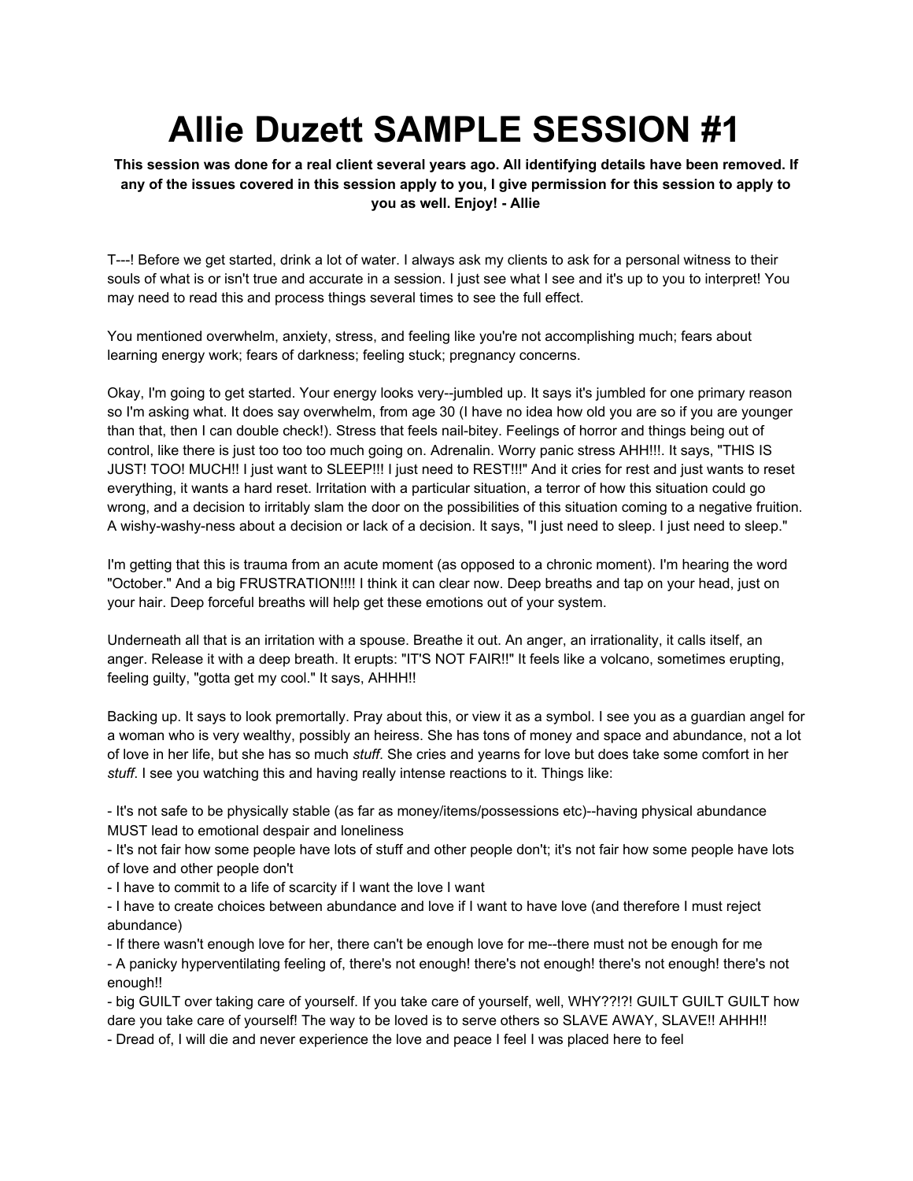# Allie Duzett SAMPLE SESSION #1

**This session was done for a real client several years ago. All identifying details have been removed. If any of the issues covered in this session apply to you, I give permission for this session to apply to you as well. Enjoy! - Allie**

T---! Before we get started, drink a lot of water. I always ask my clients to ask for a personal witness to their souls of what is or isn't true and accurate in a session. I just see what I see and it's up to you to interpret! You may need to read this and process things several times to see the full effect.

You mentioned overwhelm, anxiety, stress, and feeling like you're not accomplishing much; fears about learning energy work; fears of darkness; feeling stuck; pregnancy concerns.

Okay, I'm going to get started. Your energy looks very--jumbled up. It says it's jumbled for one primary reason so I'm asking what. It does say overwhelm, from age 30 (I have no idea how old you are so if you are younger than that, then I can double check!). Stress that feels nail-bitey. Feelings of horror and things being out of control, like there is just too too too much going on. Adrenalin. Worry panic stress AHH!!!. It says, "THIS IS JUST! TOO! MUCH!! I just want to SLEEP!!! I just need to REST!!!" And it cries for rest and just wants to reset everything, it wants a hard reset. Irritation with a particular situation, a terror of how this situation could go wrong, and a decision to irritably slam the door on the possibilities of this situation coming to a negative fruition. A wishy-washy-ness about a decision or lack of a decision. It says, "I just need to sleep. I just need to sleep."

I'm getting that this is trauma from an acute moment (as opposed to a chronic moment). I'm hearing the word "October." And a big FRUSTRATION!!!! I think it can clear now. Deep breaths and tap on your head, just on your hair. Deep forceful breaths will help get these emotions out of your system.

Underneath all that is an irritation with a spouse. Breathe it out. An anger, an irrationality, it calls itself, an anger. Release it with a deep breath. It erupts: "IT'S NOT FAIR!!" It feels like a volcano, sometimes erupting, feeling guilty, "gotta get my cool." It says, AHHH!!

Backing up. It says to look premortally. Pray about this, or view it as a symbol. I see you as a guardian angel for a woman who is very wealthy, possibly an heiress. She has tons of money and space and abundance, not a lot of love in her life, but she has so much *stuff*. She cries and yearns for love but does take some comfort in her *stuff*. I see you watching this and having really intense reactions to it. Things like:

- It's not safe to be physically stable (as far as money/items/possessions etc)--having physical abundance MUST lead to emotional despair and loneliness
- It's not fair how some people have lots of stuff and other people don't; it's not fair how some people have lots of love and other people don't
- I have to commit to a life of scarcity if I want the love I want
- I have to create choices between abundance and love if I want to have love (and therefore I must reject abundance)
- If there wasn't enough love for her, there can't be enough love for me--there must not be enough for me
- A panicky hyperventilating feeling of, there's not enough! there's not enough! there's not enough! there's not enough!!
- big GUILT over taking care of yourself. If you take care of yourself, well, WHY??!?! GUILT GUILT GUILT how dare you take care of yourself! The way to be loved is to serve others so SLAVE AWAY, SLAVE!! AHHH!!
- Dread of, I will die and never experience the love and peace I feel I was placed here to feel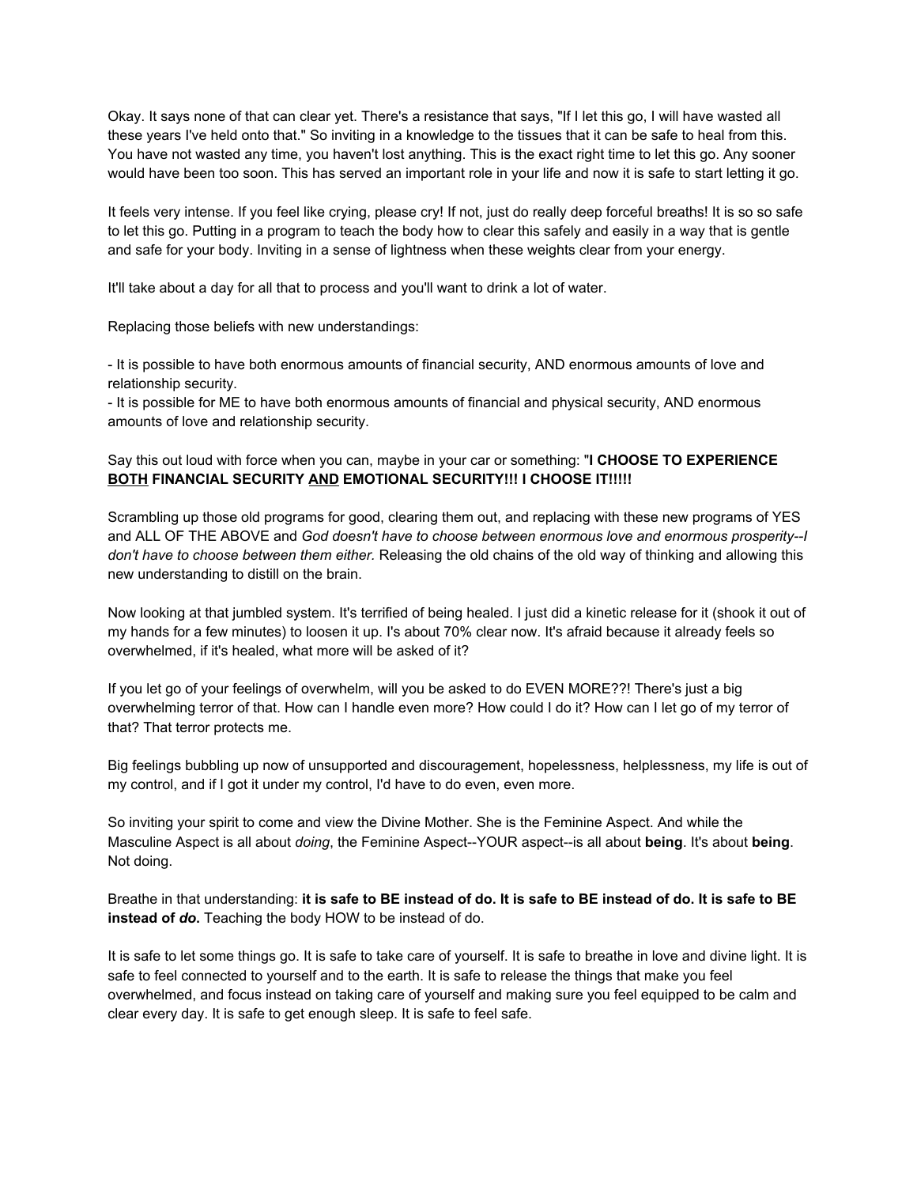Okay. It says none of that can clear yet. There's a resistance that says, "If I let this go, I will have wasted all these years I've held onto that." So inviting in a knowledge to the tissues that it can be safe to heal from this. You have not wasted any time, you haven't lost anything. This is the exact right time to let this go. Any sooner would have been too soon. This has served an important role in your life and now it is safe to start letting it go.

It feels very intense. If you feel like crying, please cry! If not, just do really deep forceful breaths! It is so so safe to let this go. Putting in a program to teach the body how to clear this safely and easily in a way that is gentle and safe for your body. Inviting in a sense of lightness when these weights clear from your energy.

It'll take about a day for all that to process and you'll want to drink a lot of water.

Replacing those beliefs with new understandings:

- It is possible to have both enormous amounts of financial security, AND enormous amounts of love and relationship security.
- It is possible for ME to have both enormous amounts of financial and physical security, AND enormous amounts of love and relationship security.

Say this out loud with force when you can, maybe in your car or something: "**I CHOOSE TO EXPERIENCE <u>BOTH</u> FINANCIAL SECURITY <u>AND</u> EMOTIONAL SECURITY!!! I CHOOSE IT!!!!!**

Scrambling up those old programs for good, clearing them out, and replacing with these new programs of YES and ALL OF THE ABOVE and *God doesn't have to choose between enormous love and enormous prosperity--I don't have to choose between them either.* Releasing the old chains of the old way of thinking and allowing this new understanding to distill on the brain.

Now looking at that jumbled system. It's terrified of being healed. I just did a kinetic release for it (shook it out of my hands for a few minutes) to loosen it up. I's about 70% clear now. It's afraid because it already feels so overwhelmed, if it's healed, what more will be asked of it?

If you let go of your feelings of overwhelm, will you be asked to do EVEN MORE??! There's just a big overwhelming terror of that. How can I handle even more? How could I do it? How can I let go of my terror of that? That terror protects me.

Big feelings bubbling up now of unsupported and discouragement, hopelessness, helplessness, my life is out of my control, and if I got it under my control, I'd have to do even, even more.

So inviting your spirit to come and view the Divine Mother. She is the Feminine Aspect. And while the Masculine Aspect is all about *doing*, the Feminine Aspect--YOUR aspect--is all about **being**. It's about **being**. Not doing.

Breathe in that understanding: **it is safe to BE instead of do. It is safe to BE instead of do. It is safe to BE instead of *do*.** Teaching the body HOW to be instead of do.

It is safe to let some things go. It is safe to take care of yourself. It is safe to breathe in love and divine light. It is safe to feel connected to yourself and to the earth. It is safe to release the things that make you feel overwhelmed, and focus instead on taking care of yourself and making sure you feel equipped to be calm and clear every day. It is safe to get enough sleep. It is safe to feel safe.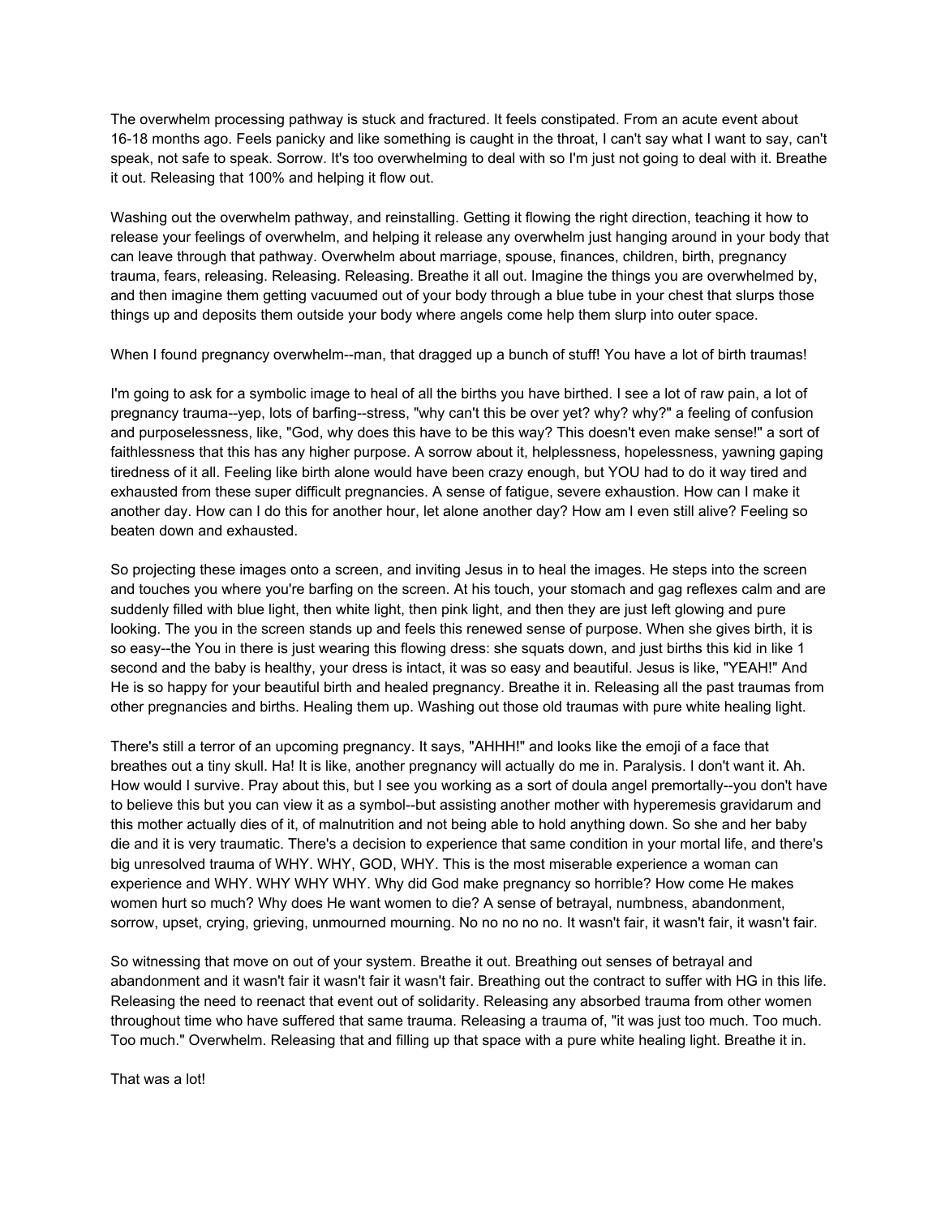The overwhelm processing pathway is stuck and fractured. It feels constipated. From an acute event about 16-18 months ago. Feels panicky and like something is caught in the throat, I can't say what I want to say, can't speak, not safe to speak. Sorrow. It's too overwhelming to deal with so I'm just not going to deal with it. Breathe it out. Releasing that 100% and helping it flow out.

Washing out the overwhelm pathway, and reinstalling. Getting it flowing the right direction, teaching it how to release your feelings of overwhelm, and helping it release any overwhelm just hanging around in your body that can leave through that pathway. Overwhelm about marriage, spouse, finances, children, birth, pregnancy trauma, fears, releasing. Releasing. Releasing. Breathe it all out. Imagine the things you are overwhelmed by, and then imagine them getting vacuumed out of your body through a blue tube in your chest that slurps those things up and deposits them outside your body where angels come help them slurp into outer space.

When I found pregnancy overwhelm--man, that dragged up a bunch of stuff! You have a lot of birth traumas!

I'm going to ask for a symbolic image to heal of all the births you have birthed. I see a lot of raw pain, a lot of pregnancy trauma--yep, lots of barfing--stress, "why can't this be over yet? why? why?" a feeling of confusion and purposelessness, like, "God, why does this have to be this way? This doesn't even make sense!" a sort of faithlessness that this has any higher purpose. A sorrow about it, helplessness, hopelessness, yawning gaping tiredness of it all. Feeling like birth alone would have been crazy enough, but YOU had to do it way tired and exhausted from these super difficult pregnancies. A sense of fatigue, severe exhaustion. How can I make it another day. How can I do this for another hour, let alone another day? How am I even still alive? Feeling so beaten down and exhausted.

So projecting these images onto a screen, and inviting Jesus in to heal the images. He steps into the screen and touches you where you're barfing on the screen. At his touch, your stomach and gag reflexes calm and are suddenly filled with blue light, then white light, then pink light, and then they are just left glowing and pure looking. The you in the screen stands up and feels this renewed sense of purpose. When she gives birth, it is so easy--the You in there is just wearing this flowing dress: she squats down, and just births this kid in like 1 second and the baby is healthy, your dress is intact, it was so easy and beautiful. Jesus is like, "YEAH!" And He is so happy for your beautiful birth and healed pregnancy. Breathe it in. Releasing all the past traumas from other pregnancies and births. Healing them up. Washing out those old traumas with pure white healing light.

There's still a terror of an upcoming pregnancy. It says, "AHHH!" and looks like the emoji of a face that breathes out a tiny skull. Ha! It is like, another pregnancy will actually do me in. Paralysis. I don't want it. Ah. How would I survive. Pray about this, but I see you working as a sort of doula angel premortally--you don't have to believe this but you can view it as a symbol--but assisting another mother with hyperemesis gravidarum and this mother actually dies of it, of malnutrition and not being able to hold anything down. So she and her baby die and it is very traumatic. There's a decision to experience that same condition in your mortal life, and there's big unresolved trauma of WHY. WHY, GOD, WHY. This is the most miserable experience a woman can experience and WHY. WHY WHY WHY. Why did God make pregnancy so horrible? How come He makes women hurt so much? Why does He want women to die? A sense of betrayal, numbness, abandonment, sorrow, upset, crying, grieving, unmourned mourning. No no no no no. It wasn't fair, it wasn't fair, it wasn't fair.

So witnessing that move on out of your system. Breathe it out. Breathing out senses of betrayal and abandonment and it wasn't fair it wasn't fair it wasn't fair. Breathing out the contract to suffer with HG in this life. Releasing the need to reenact that event out of solidarity. Releasing any absorbed trauma from other women throughout time who have suffered that same trauma. Releasing a trauma of, "it was just too much. Too much. Too much." Overwhelm. Releasing that and filling up that space with a pure white healing light. Breathe it in.

That was a lot!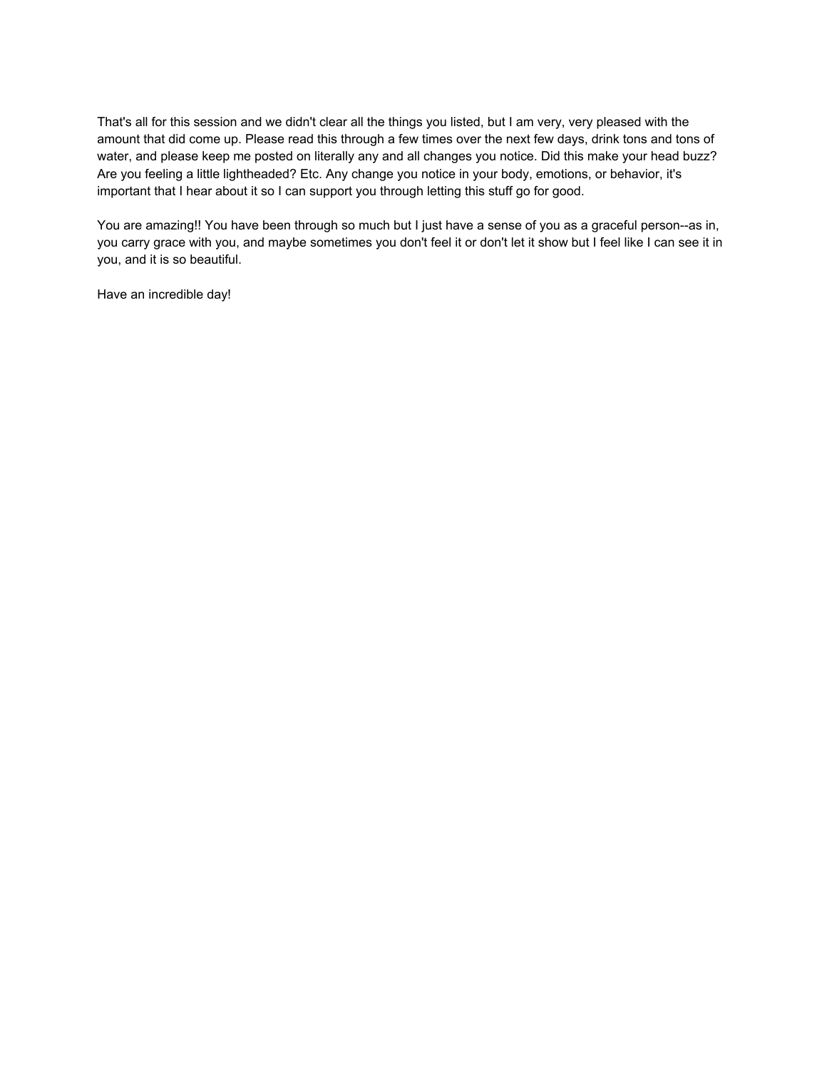That's all for this session and we didn't clear all the things you listed, but I am very, very pleased with the amount that did come up. Please read this through a few times over the next few days, drink tons and tons of water, and please keep me posted on literally any and all changes you notice. Did this make your head buzz? Are you feeling a little lightheaded? Etc. Any change you notice in your body, emotions, or behavior, it's important that I hear about it so I can support you through letting this stuff go for good.

You are amazing!! You have been through so much but I just have a sense of you as a graceful person--as in, you carry grace with you, and maybe sometimes you don't feel it or don't let it show but I feel like I can see it in you, and it is so beautiful.

Have an incredible day!